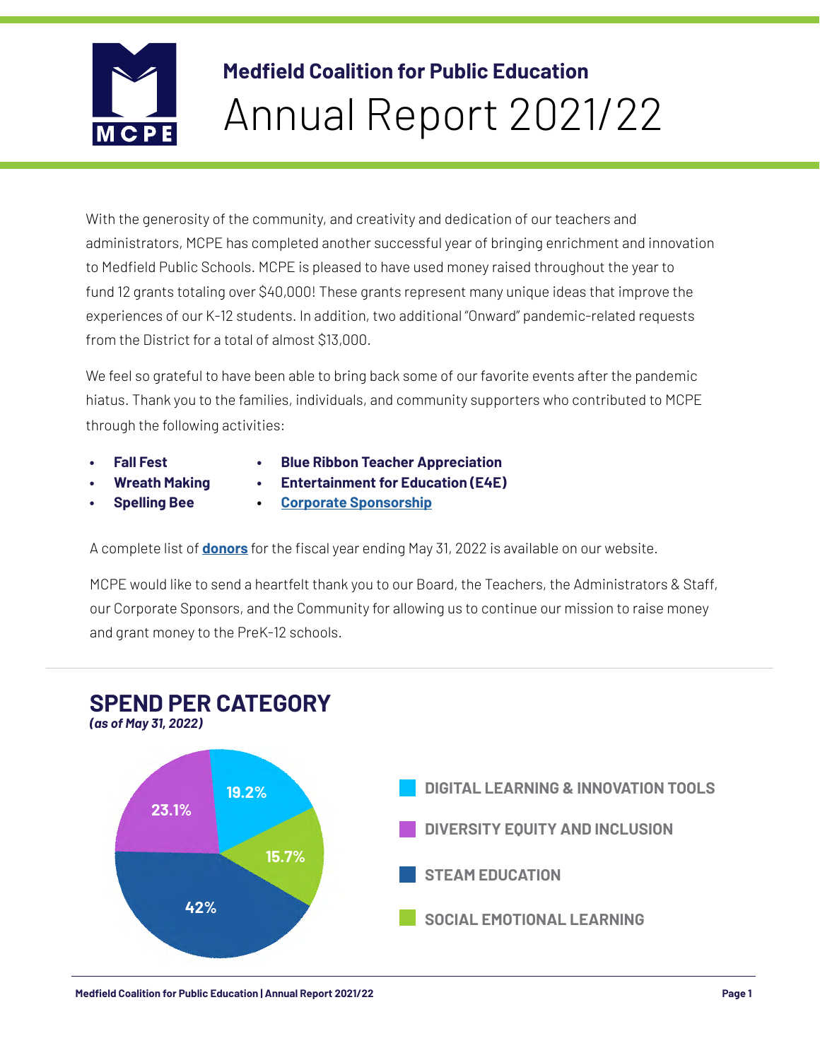## Medfield Coalition for Public Education

# Annual Report 2021/22

With the generosity of the community, and creativity and dedication of our teachers and administrators, MCPE has completed another successful year of bringing enrichment and innovation to Medfield Public Schools. MCPE is pleased to have used money raised throughout the year to fund 12 grants totaling over $40,000! These grants represent many unique ideas that improve the experiences of our K-12 students. In addition, two additional "Onward" pandemic-related requests from the District for a total of almost $13,000.

We feel so grateful to have been able to bring back some of our favorite events after the pandemic hiatus. Thank you to the families, individuals, and community supporters who contributed to MCPE through the following activities:

- **Fall Fest**
- **Wreath Making**
- **Spelling Bee**
- **Blue Ribbon Teacher Appreciation**
- **Entertainment for Education (E4E)**
- **Corporate Sponsorship**

A complete list of **donors** for the fiscal year ending May 31, 2022 is available on our website.

MCPE would like to send a heartfelt thank you to our Board, the Teachers, the Administrators & Staff, our Corporate Sponsors, and the Community for allowing us to continue our mission to raise money and grant money to the PreK-12 schools.

## SPEND PER CATEGORY

***(as of May 31, 2022)***

| Category | Percentage |
| --- | --- |
| DIGITAL LEARNING & INNOVATION TOOLS | 19.2% |
| DIVERSITY EQUITY AND INCLUSION | 23.1% |
| STEAM EDUCATION | 42% |
| SOCIAL EMOTIONAL LEARNING | 15.7% |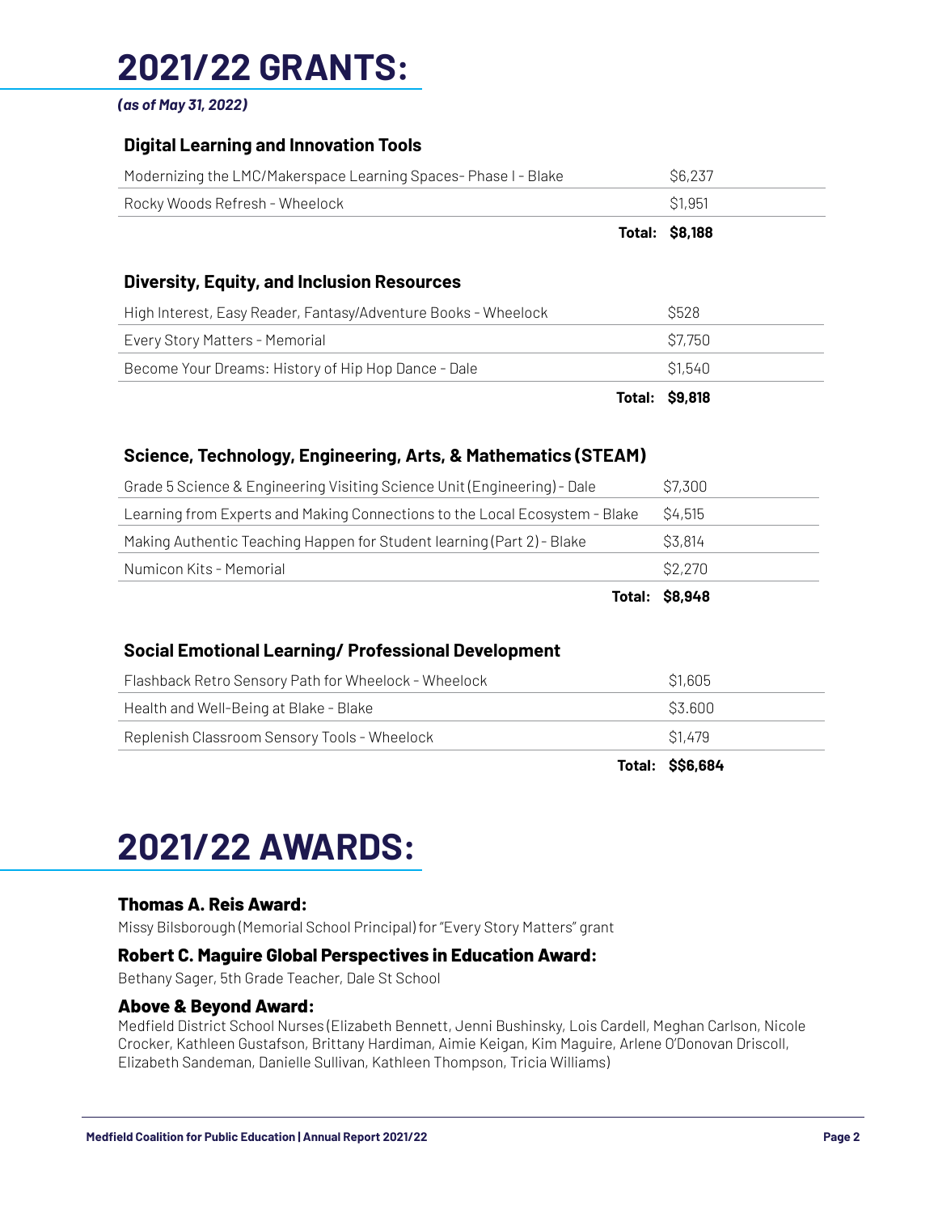# 2021/22 GRANTS:

***(as of May 31, 2022)***

### Digital Learning and Innovation Tools

| | |
|---|---|
| Modernizing the LMC/Makerspace Learning Spaces- Phase I - Blake | $6,237 |
| Rocky Woods Refresh - Wheelock | $1,951 |
| **Total:** | **$8,188** |

### Diversity, Equity, and Inclusion Resources

| | |
|---|---|
| High Interest, Easy Reader, Fantasy/Adventure Books - Wheelock | $528 |
| Every Story Matters - Memorial | $7,750 |
| Become Your Dreams: History of Hip Hop Dance - Dale | $1,540 |
| **Total:** | **$9,818** |

### Science, Technology, Engineering, Arts, & Mathematics (STEAM)

| | |
|---|---|
| Grade 5 Science & Engineering Visiting Science Unit (Engineering) - Dale | $7,300 |
| Learning from Experts and Making Connections to the Local Ecosystem - Blake | $4,515 |
| Making Authentic Teaching Happen for Student learning (Part 2) - Blake | $3,814 |
| Numicon Kits - Memorial | $2,270 |
| **Total:** | **$8,948** |

### Social Emotional Learning/ Professional Development

| | |
|---|---|
| Flashback Retro Sensory Path for Wheelock - Wheelock | $1,605 |
| Health and Well-Being at Blake - Blake | $3.600 |
| Replenish Classroom Sensory Tools - Wheelock | $1,479 |
| **Total:** | **$$6,684** |

# 2021/22 AWARDS:

### Thomas A. Reis Award:

Missy Bilsborough (Memorial School Principal) for "Every Story Matters" grant

### Robert C. Maguire Global Perspectives in Education Award:

Bethany Sager, 5th Grade Teacher, Dale St School

### Above & Beyond Award:

Medfield District School Nurses (Elizabeth Bennett, Jenni Bushinsky, Lois Cardell, Meghan Carlson, Nicole Crocker, Kathleen Gustafson, Brittany Hardiman, Aimie Keigan, Kim Maguire, Arlene O'Donovan Driscoll, Elizabeth Sandeman, Danielle Sullivan, Kathleen Thompson, Tricia Williams)